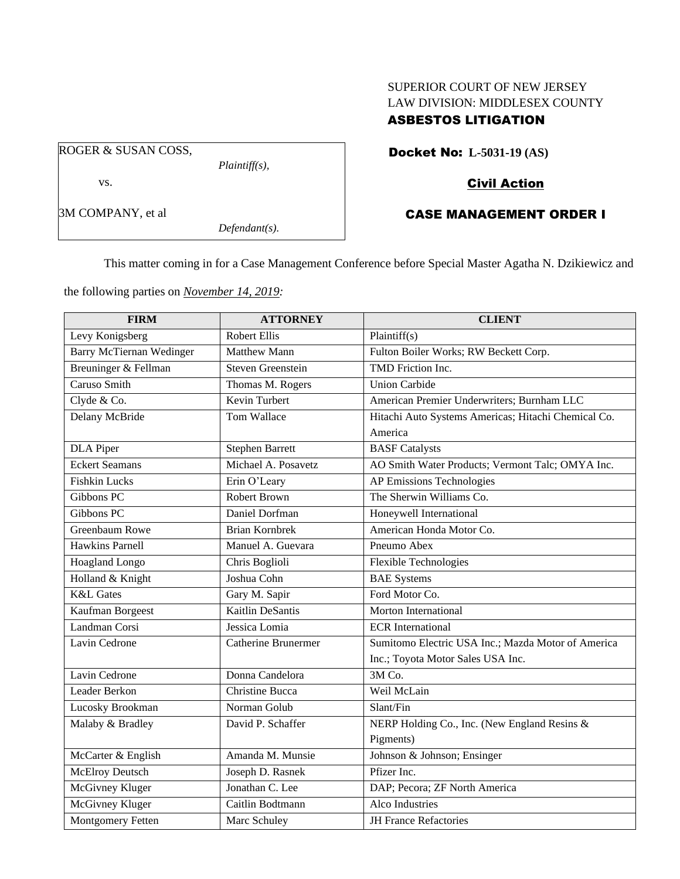SUPERIOR COURT OF NEW JERSEY
LAW DIVISION: MIDDLESEX COUNTY
**ASBESTOS LITIGATION**

ROGER & SUSAN COSS,
*Plaintiff(s),*

vs.

3M COMPANY, et al
*Defendant(s).*

**Docket No: L-5031-19 (AS)**

**Civil Action**

**CASE MANAGEMENT ORDER I**

This matter coming in for a Case Management Conference before Special Master Agatha N. Dzikiewicz and the following parties on *November 14, 2019:*

| FIRM | ATTORNEY | CLIENT |
|---|---|---|
| Levy Konigsberg | Robert Ellis | Plaintiff(s) |
| Barry McTiernan Wedinger | Matthew Mann | Fulton Boiler Works; RW Beckett Corp. |
| Breuninger & Fellman | Steven Greenstein | TMD Friction Inc. |
| Caruso Smith | Thomas M. Rogers | Union Carbide |
| Clyde & Co. | Kevin Turbert | American Premier Underwriters; Burnham LLC |
| Delany McBride | Tom Wallace | Hitachi Auto Systems Americas; Hitachi Chemical Co. America |
| DLA Piper | Stephen Barrett | BASF Catalysts |
| Eckert Seamans | Michael A. Posavetz | AO Smith Water Products; Vermont Talc; OMYA Inc. |
| Fishkin Lucks | Erin O'Leary | AP Emissions Technologies |
| Gibbons PC | Robert Brown | The Sherwin Williams Co. |
| Gibbons PC | Daniel Dorfman | Honeywell International |
| Greenbaum Rowe | Brian Kornbrek | American Honda Motor Co. |
| Hawkins Parnell | Manuel A. Guevara | Pneumo Abex |
| Hoagland Longo | Chris Boglioli | Flexible Technologies |
| Holland & Knight | Joshua Cohn | BAE Systems |
| K&L Gates | Gary M. Sapir | Ford Motor Co. |
| Kaufman Borgeest | Kaitlin DeSantis | Morton International |
| Landman Corsi | Jessica Lomia | ECR International |
| Lavin Cedrone | Catherine Brunermer | Sumitomo Electric USA Inc.; Mazda Motor of America Inc.; Toyota Motor Sales USA Inc. |
| Lavin Cedrone | Donna Candelora | 3M Co. |
| Leader Berkon | Christine Bucca | Weil McLain |
| Lucosky Brookman | Norman Golub | Slant/Fin |
| Malaby & Bradley | David P. Schaffer | NERP Holding Co., Inc. (New England Resins & Pigments) |
| McCarter & English | Amanda M. Munsie | Johnson & Johnson; Ensinger |
| McElroy Deutsch | Joseph D. Rasnek | Pfizer Inc. |
| McGivney Kluger | Jonathan C. Lee | DAP; Pecora; ZF North America |
| McGivney Kluger | Caitlin Bodtmann | Alco Industries |
| Montgomery Fetten | Marc Schuley | JH France Refactories |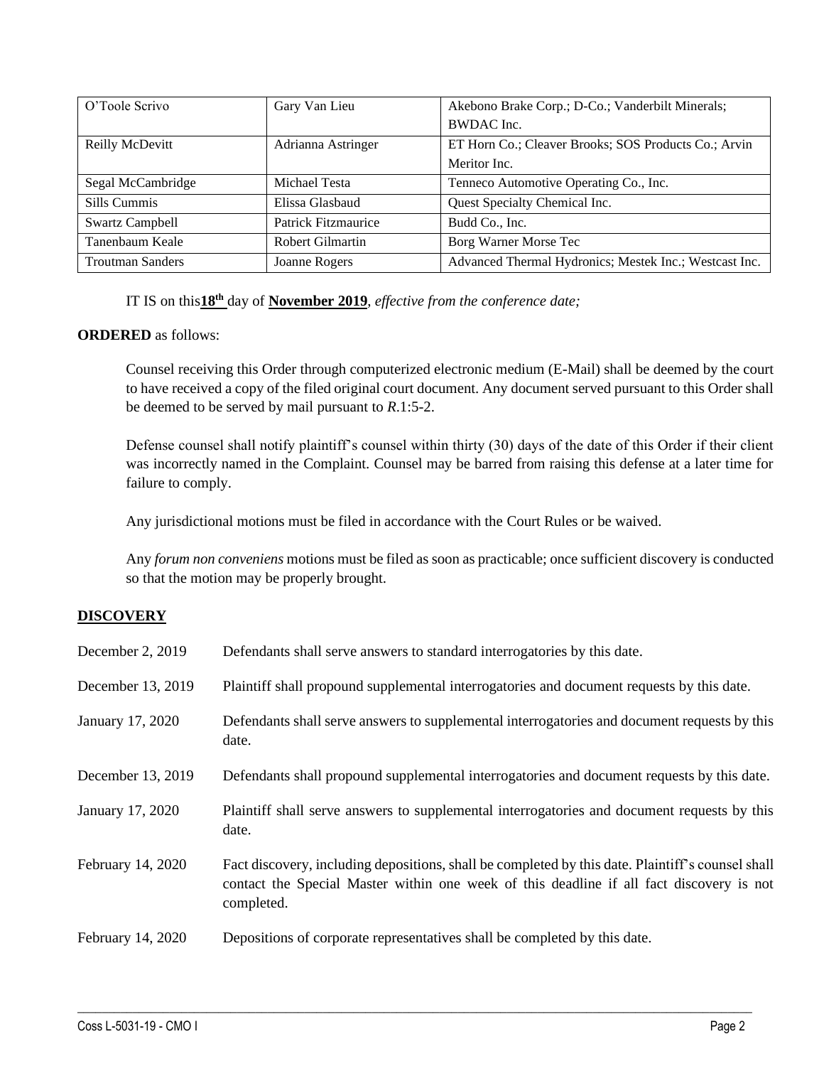| O'Toole Scrivo | Gary Van Lieu | Akebono Brake Corp.; D-Co.; Vanderbilt Minerals; BWDAC Inc. |
|---|---|---|
| Reilly McDevitt | Adrianna Astringer | ET Horn Co.; Cleaver Brooks; SOS Products Co.; Arvin Meritor Inc. |
| Segal McCambridge | Michael Testa | Tenneco Automotive Operating Co., Inc. |
| Sills Cummis | Elissa Glasbaud | Quest Specialty Chemical Inc. |
| Swartz Campbell | Patrick Fitzmaurice | Budd Co., Inc. |
| Tanenbaum Keale | Robert Gilmartin | Borg Warner Morse Tec |
| Troutman Sanders | Joanne Rogers | Advanced Thermal Hydronics; Mestek Inc.; Westcast Inc. |

IT IS on this **18th** day of **November 2019**, *effective from the conference date;*

**ORDERED** as follows:

Counsel receiving this Order through computerized electronic medium (E-Mail) shall be deemed by the court to have received a copy of the filed original court document. Any document served pursuant to this Order shall be deemed to be served by mail pursuant to *R*.1:5-2.

Defense counsel shall notify plaintiff's counsel within thirty (30) days of the date of this Order if their client was incorrectly named in the Complaint. Counsel may be barred from raising this defense at a later time for failure to comply.

Any jurisdictional motions must be filed in accordance with the Court Rules or be waived.

Any *forum non conveniens* motions must be filed as soon as practicable; once sufficient discovery is conducted so that the motion may be properly brought.

## DISCOVERY

| | |
|---|---|
| December 2, 2019 | Defendants shall serve answers to standard interrogatories by this date. |
| December 13, 2019 | Plaintiff shall propound supplemental interrogatories and document requests by this date. |
| January 17, 2020 | Defendants shall serve answers to supplemental interrogatories and document requests by this date. |
| December 13, 2019 | Defendants shall propound supplemental interrogatories and document requests by this date. |
| January 17, 2020 | Plaintiff shall serve answers to supplemental interrogatories and document requests by this date. |
| February 14, 2020 | Fact discovery, including depositions, shall be completed by this date. Plaintiff's counsel shall contact the Special Master within one week of this deadline if all fact discovery is not completed. |
| February 14, 2020 | Depositions of corporate representatives shall be completed by this date. |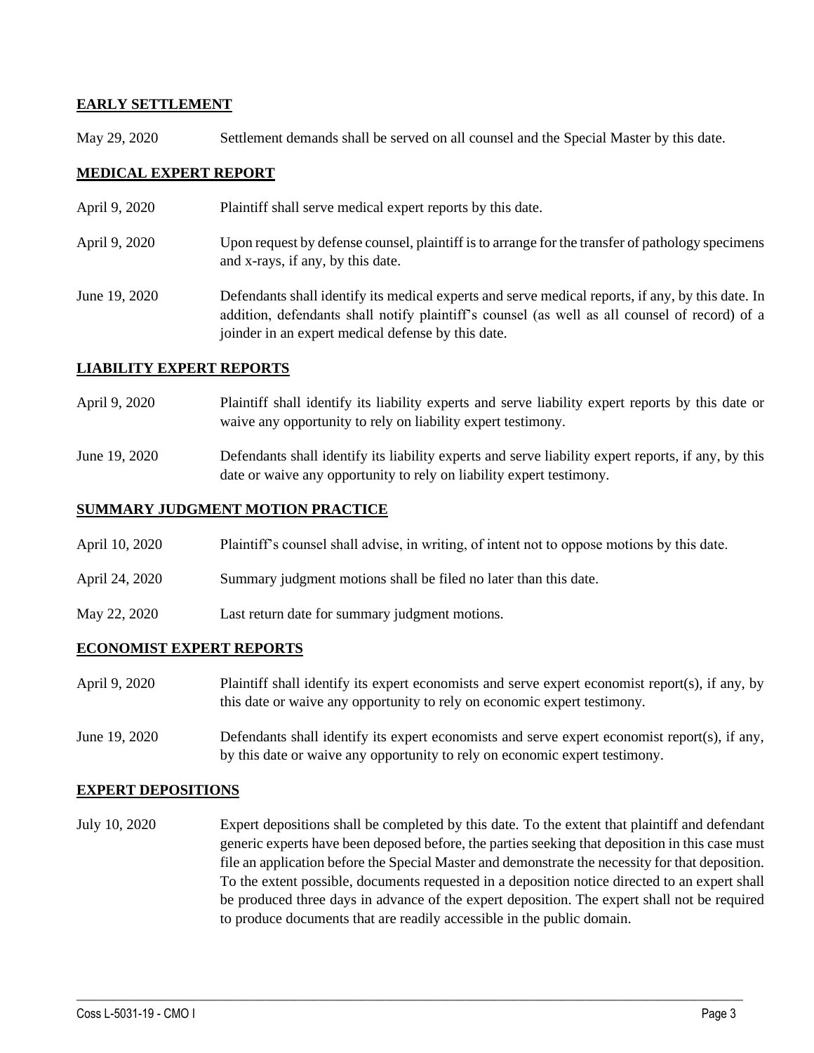**EARLY SETTLEMENT**

May 29, 2020 Settlement demands shall be served on all counsel and the Special Master by this date.

**MEDICAL EXPERT REPORT**

April 9, 2020 Plaintiff shall serve medical expert reports by this date.

April 9, 2020 Upon request by defense counsel, plaintiff is to arrange for the transfer of pathology specimens and x-rays, if any, by this date.

June 19, 2020 Defendants shall identify its medical experts and serve medical reports, if any, by this date. In addition, defendants shall notify plaintiff's counsel (as well as all counsel of record) of a joinder in an expert medical defense by this date.

**LIABILITY EXPERT REPORTS**

April 9, 2020 Plaintiff shall identify its liability experts and serve liability expert reports by this date or waive any opportunity to rely on liability expert testimony.

June 19, 2020 Defendants shall identify its liability experts and serve liability expert reports, if any, by this date or waive any opportunity to rely on liability expert testimony.

**SUMMARY JUDGMENT MOTION PRACTICE**

April 10, 2020 Plaintiff's counsel shall advise, in writing, of intent not to oppose motions by this date.

April 24, 2020 Summary judgment motions shall be filed no later than this date.

May 22, 2020 Last return date for summary judgment motions.

**ECONOMIST EXPERT REPORTS**

April 9, 2020 Plaintiff shall identify its expert economists and serve expert economist report(s), if any, by this date or waive any opportunity to rely on economic expert testimony.

June 19, 2020 Defendants shall identify its expert economists and serve expert economist report(s), if any, by this date or waive any opportunity to rely on economic expert testimony.

**EXPERT DEPOSITIONS**

July 10, 2020 Expert depositions shall be completed by this date. To the extent that plaintiff and defendant generic experts have been deposed before, the parties seeking that deposition in this case must file an application before the Special Master and demonstrate the necessity for that deposition. To the extent possible, documents requested in a deposition notice directed to an expert shall be produced three days in advance of the expert deposition. The expert shall not be required to produce documents that are readily accessible in the public domain.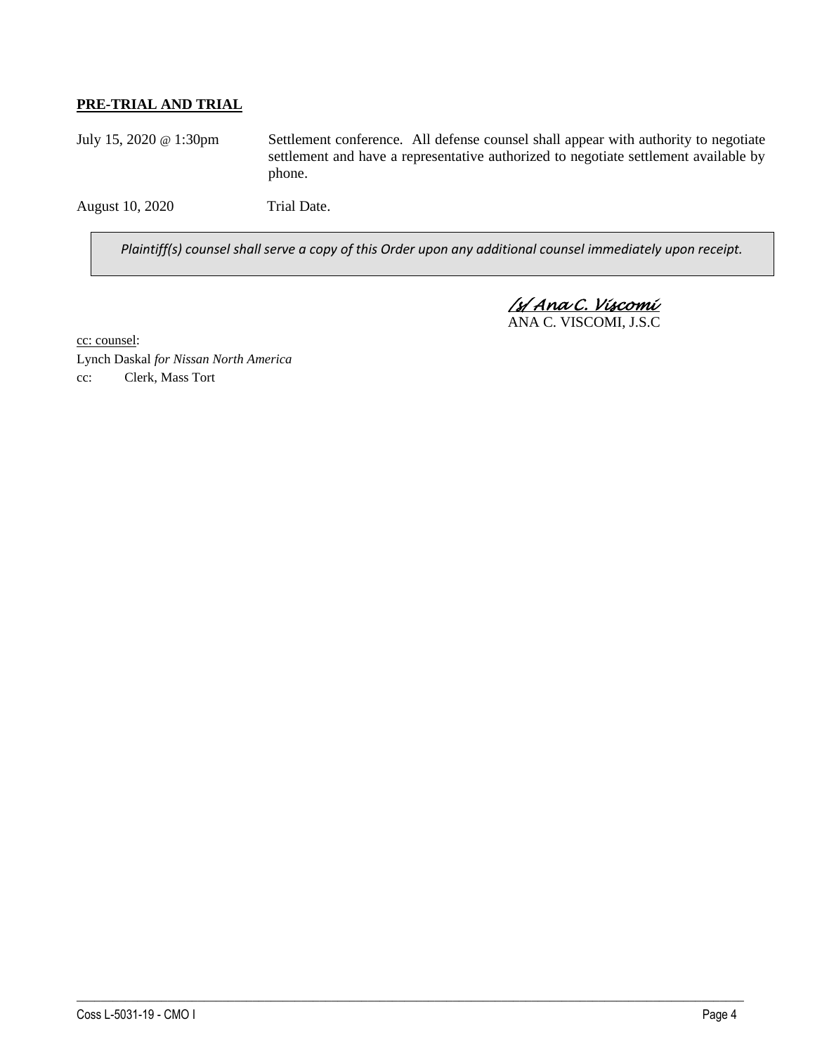**PRE-TRIAL AND TRIAL**

| | |
|---|---|
| July 15, 2020 @ 1:30pm | Settlement conference. All defense counsel shall appear with authority to negotiate settlement and have a representative authorized to negotiate settlement available by phone. |
| August 10, 2020 | Trial Date. |

*Plaintiff(s) counsel shall serve a copy of this Order upon any additional counsel immediately upon receipt.*

/s/ Ana C. Viscomi
ANA C. VISCOMI, J.S.C

cc: counsel:
Lynch Daskal *for Nissan North America*
cc: Clerk, Mass Tort

Coss L-5031-19 - CMO I